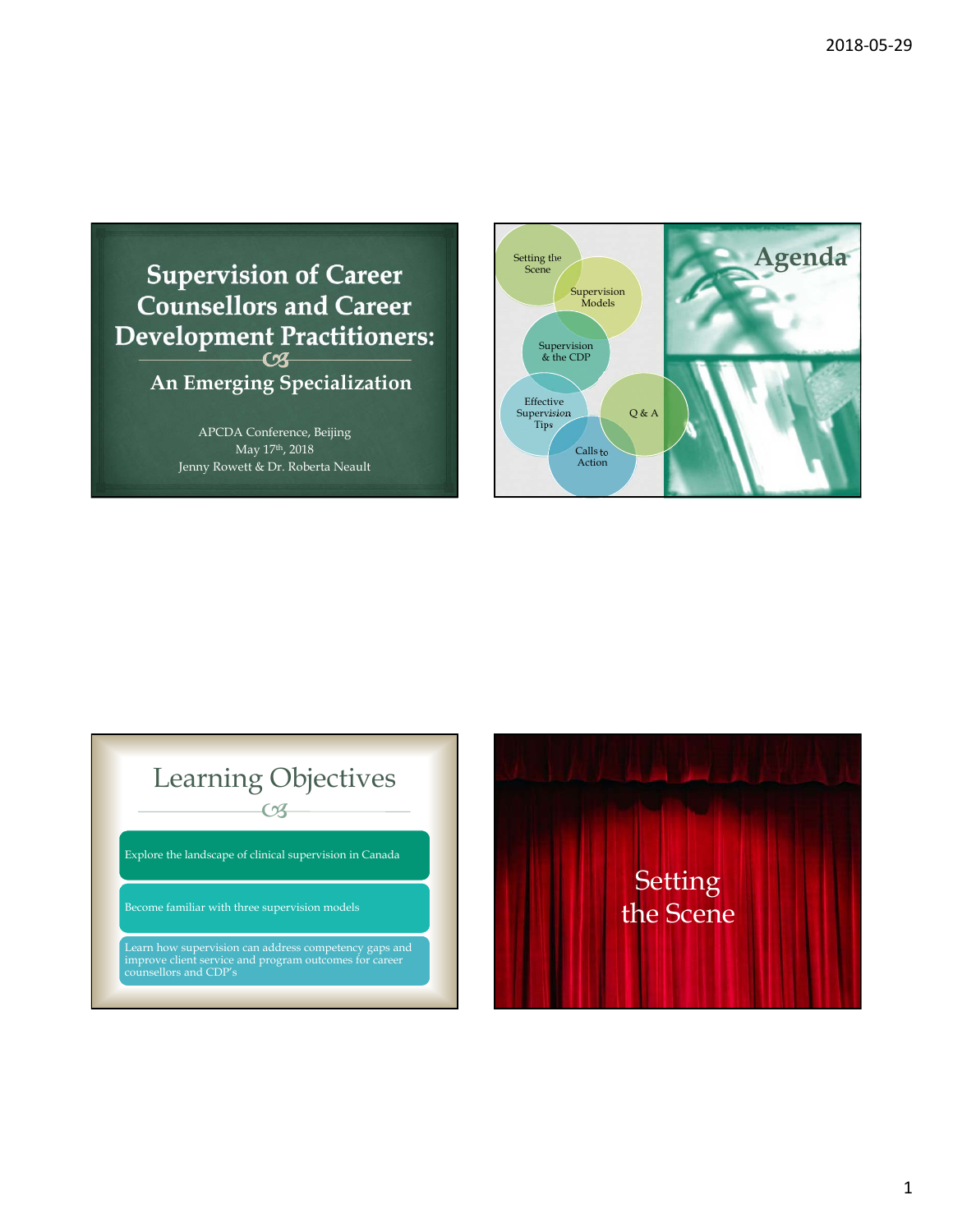# Supervision of Career Counsellors and Career Development Practitioners:

## An Emerging Specialization

APCDA Conference, Beijing
May 17th, 2018
Jenny Rowett & Dr. Roberta Neault

---

# Agenda

- Setting the Scene
- Supervision Models
- Supervision & the CDP
- Effective Supervision Tips
- Q & A
- Calls to Action

---

# Learning Objectives

- Explore the landscape of clinical supervision in Canada
- Become familiar with three supervision models
- Learn how supervision can address competency gaps and improve client service and program outcomes for career counsellors and CDP's

---

# Setting the Scene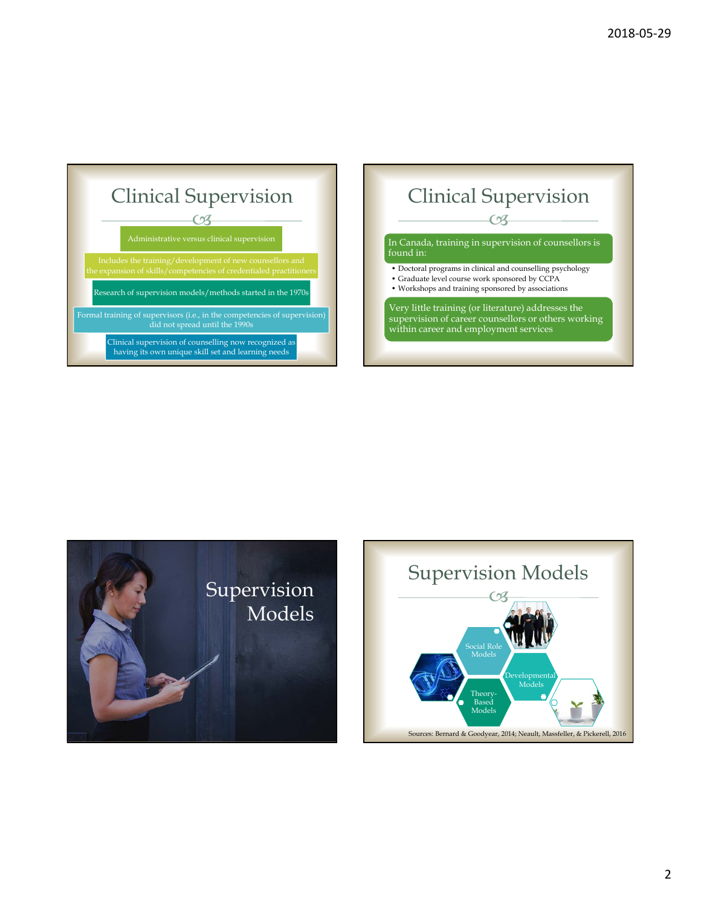## Clinical Supervision

- Administrative versus clinical supervision
- Includes the training/development of new counsellors and the expansion of skills/competencies of credentialed practitioners
- Research of supervision models/methods started in the 1970s
- Formal training of supervisors (i.e., in the competencies of supervision) did not spread until the 1990s
- Clinical supervision of counselling now recognized as having its own unique skill set and learning needs

## Clinical Supervision

In Canada, training in supervision of counsellors is found in:

- Doctoral programs in clinical and counselling psychology
- Graduate level course work sponsored by CCPA
- Workshops and training sponsored by associations

Very little training (or literature) addresses the supervision of career counsellors or others working within career and employment services

## Supervision Models

## Supervision Models

- Social Role Models
- Developmental Models
- Theory-Based Models

Sources: Bernard & Goodyear, 2014; Neault, Massfeller, & Pickerell, 2016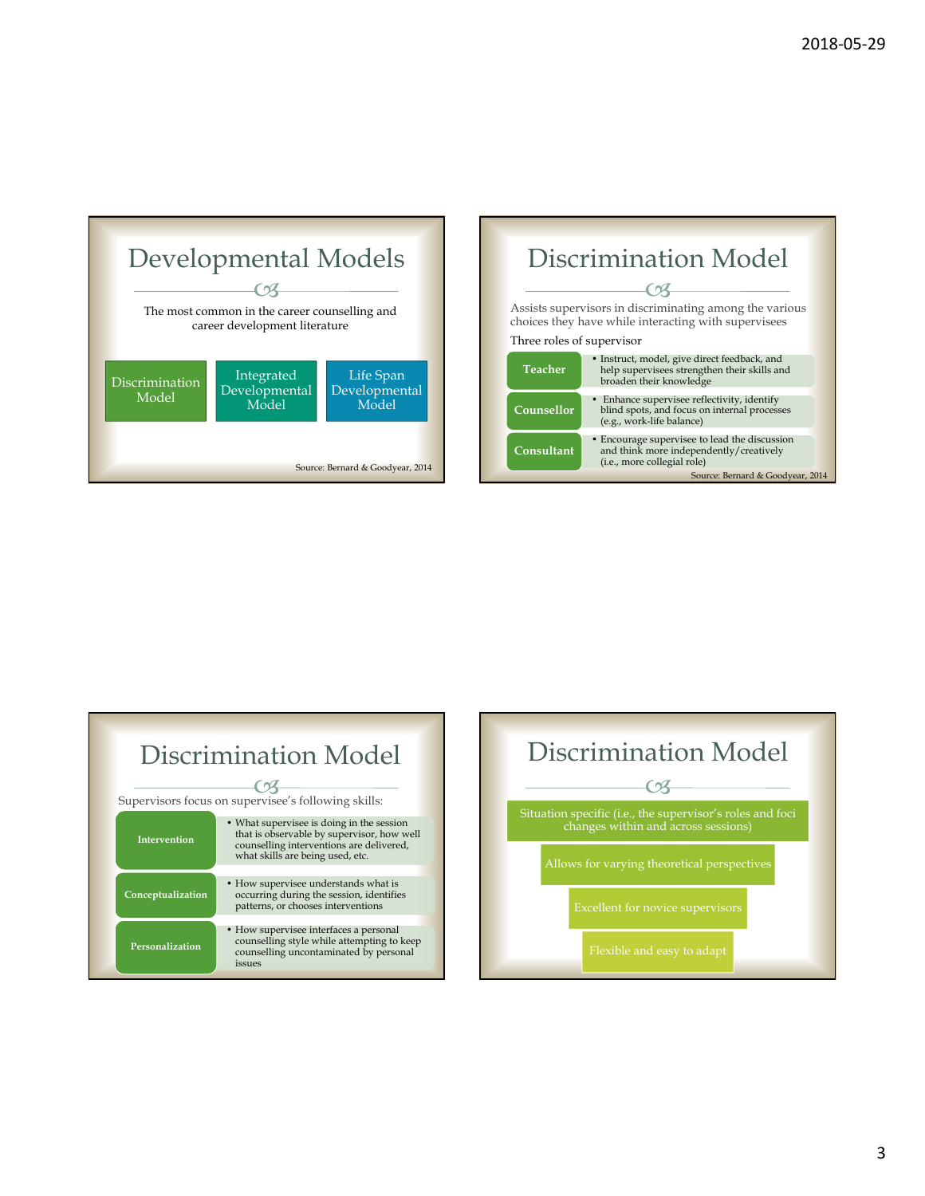# Developmental Models

The most common in the career counselling and career development literature

- Discrimination Model
- Integrated Developmental Model
- Life Span Developmental Model

Source: Bernard & Goodyear, 2014

# Discrimination Model

Assists supervisors in discriminating among the various choices they have while interacting with supervisees

Three roles of supervisor

| Role | Description |
| --- | --- |
| **Teacher** | Instruct, model, give direct feedback, and help supervisees strengthen their skills and broaden their knowledge |
| **Counsellor** | Enhance supervisee reflectivity, identify blind spots, and focus on internal processes (e.g., work-life balance) |
| **Consultant** | Encourage supervisee to lead the discussion and think more independently/creatively (i.e., more collegial role) |

Source: Bernard & Goodyear, 2014

# Discrimination Model

Supervisors focus on supervisee's following skills:

| Skill | Description |
| --- | --- |
| **Intervention** | What supervisee is doing in the session that is observable by supervisor, how well counselling interventions are delivered, what skills are being used, etc. |
| **Conceptualization** | How supervisee understands what is occurring during the session, identifies patterns, or chooses interventions |
| **Personalization** | How supervisee interfaces a personal counselling style while attempting to keep counselling uncontaminated by personal issues |

# Discrimination Model

- Situation specific (i.e., the supervisor's roles and foci changes within and across sessions)
- Allows for varying theoretical perspectives
- Excellent for novice supervisors
- Flexible and easy to adapt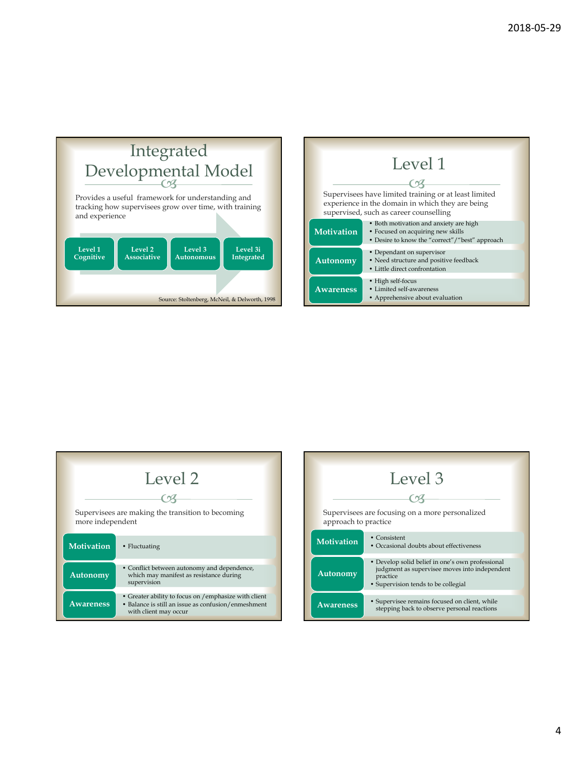# Integrated Developmental Model

Provides a useful framework for understanding and tracking how supervisees grow over time, with training and experience

Level 1 Cognitive → Level 2 Associative → Level 3 Autonomous → Level 3i Integrated

Source: Stoltenberg, McNeil, & Delworth, 1998

# Level 1

Supervisees have limited training or at least limited experience in the domain in which they are being supervised, such as career counselling

| | |
|---|---|
| **Motivation** | • Both motivation and anxiety are high<br>• Focused on acquiring new skills<br>• Desire to know the "correct"/"best" approach |
| **Autonomy** | • Dependant on supervisor<br>• Need structure and positive feedback<br>• Little direct confrontation |
| **Awareness** | • High self-focus<br>• Limited self-awareness<br>• Apprehensive about evaluation |

# Level 2

Supervisees are making the transition to becoming more independent

| | |
|---|---|
| **Motivation** | • Fluctuating |
| **Autonomy** | • Conflict between autonomy and dependence, which may manifest as resistance during supervision |
| **Awareness** | • Greater ability to focus on /emphasize with client<br>• Balance is still an issue as confusion/enmeshment with client may occur |

# Level 3

Supervisees are focusing on a more personalized approach to practice

| | |
|---|---|
| **Motivation** | • Consistent<br>• Occasional doubts about effectiveness |
| **Autonomy** | • Develop solid belief in one's own professional judgment as supervisee moves into independent practice<br>• Supervision tends to be collegial |
| **Awareness** | • Supervisee remains focused on client, while stepping back to observe personal reactions |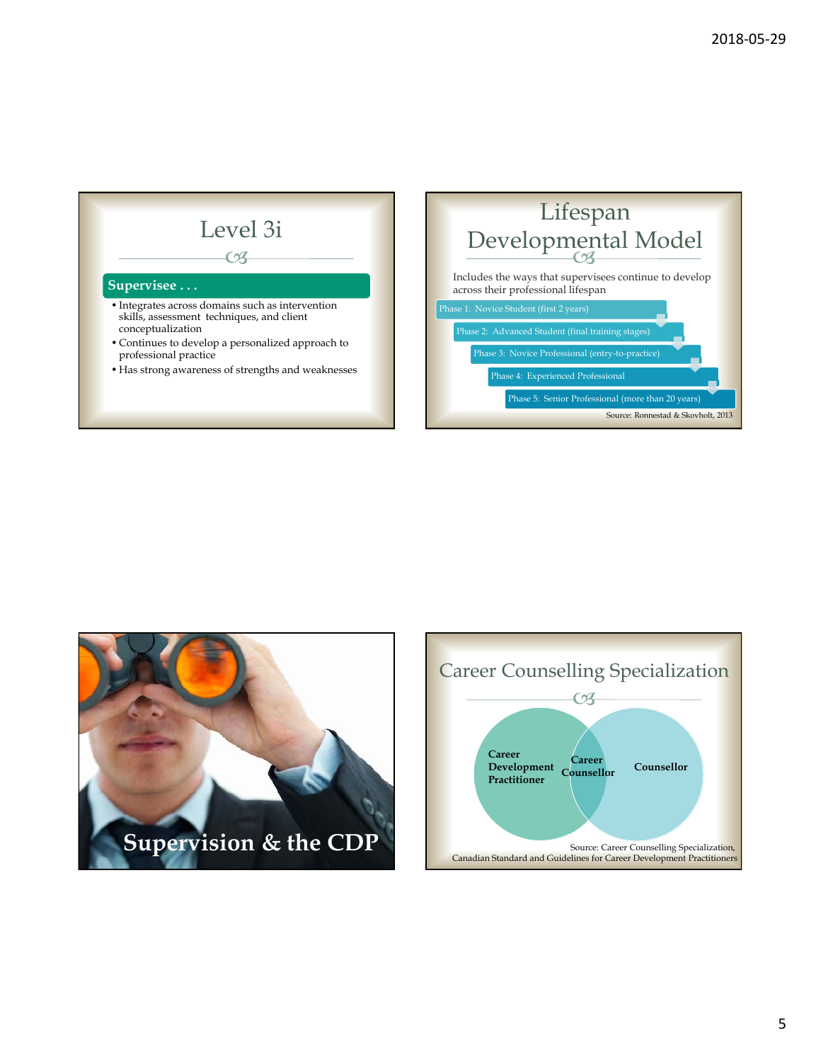# Level 3i

**Supervisee . . .**

- Integrates across domains such as intervention skills, assessment techniques, and client conceptualization
- Continues to develop a personalized approach to professional practice
- Has strong awareness of strengths and weaknesses

# Lifespan Developmental Model

Includes the ways that supervisees continue to develop across their professional lifespan

- Phase 1: Novice Student (first 2 years)
- Phase 2: Advanced Student (final training stages)
- Phase 3: Novice Professional (entry-to-practice)
- Phase 4: Experienced Professional
- Phase 5: Senior Professional (more than 20 years)

Source: Ronnestad & Skovholt, 2013

# Supervision & the CDP

# Career Counselling Specialization

**Career Development Practitioner** | **Career Counsellor** | **Counsellor**

Source: Career Counselling Specialization, Canadian Standard and Guidelines for Career Development Practitioners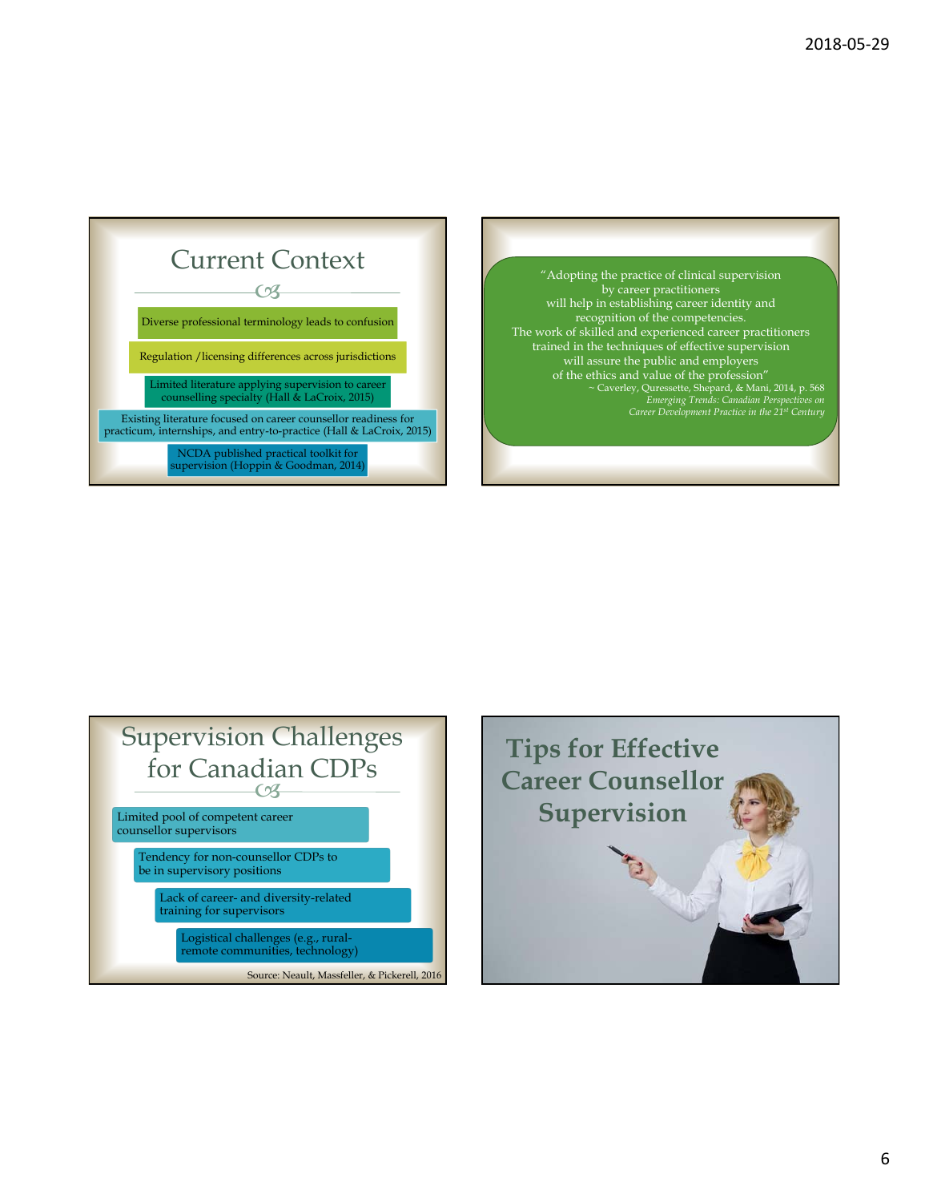## Current Context

- Diverse professional terminology leads to confusion
- Regulation /licensing differences across jurisdictions
- Limited literature applying supervision to career counselling specialty (Hall & LaCroix, 2015)
- Existing literature focused on career counsellor readiness for practicum, internships, and entry-to-practice (Hall & LaCroix, 2015)
- NCDA published practical toolkit for supervision (Hoppin & Goodman, 2014)

"Adopting the practice of clinical supervision by career practitioners will help in establishing career identity and recognition of the competencies. The work of skilled and experienced career practitioners trained in the techniques of effective supervision will assure the public and employers of the ethics and value of the profession"

~ Caverley, Quressette, Shepard, & Mani, 2014, p. 568
*Emerging Trends: Canadian Perspectives on Career Development Practice in the 21st Century*

## Supervision Challenges for Canadian CDPs

- Limited pool of competent career counsellor supervisors
- Tendency for non-counsellor CDPs to be in supervisory positions
- Lack of career- and diversity-related training for supervisors
- Logistical challenges (e.g., rural-remote communities, technology)

Source: Neault, Massfeller, & Pickerell, 2016

## Tips for Effective Career Counsellor Supervision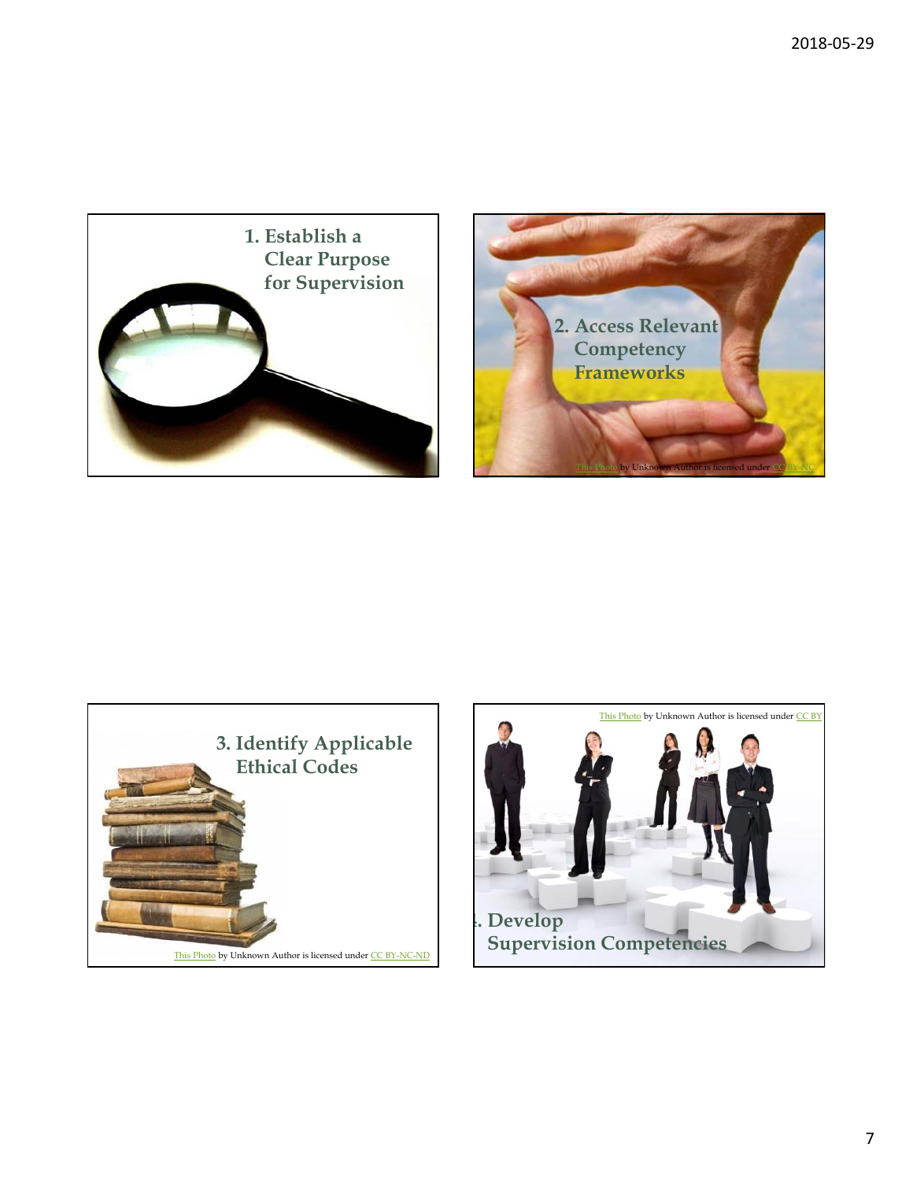1. Establish a Clear Purpose for Supervision

2. Access Relevant Competency Frameworks

This Photo by Unknown Author is licensed under CC BY-NC

3. Identify Applicable Ethical Codes

This Photo by Unknown Author is licensed under CC BY-NC-ND

This Photo by Unknown Author is licensed under CC BY

4. Develop Supervision Competencies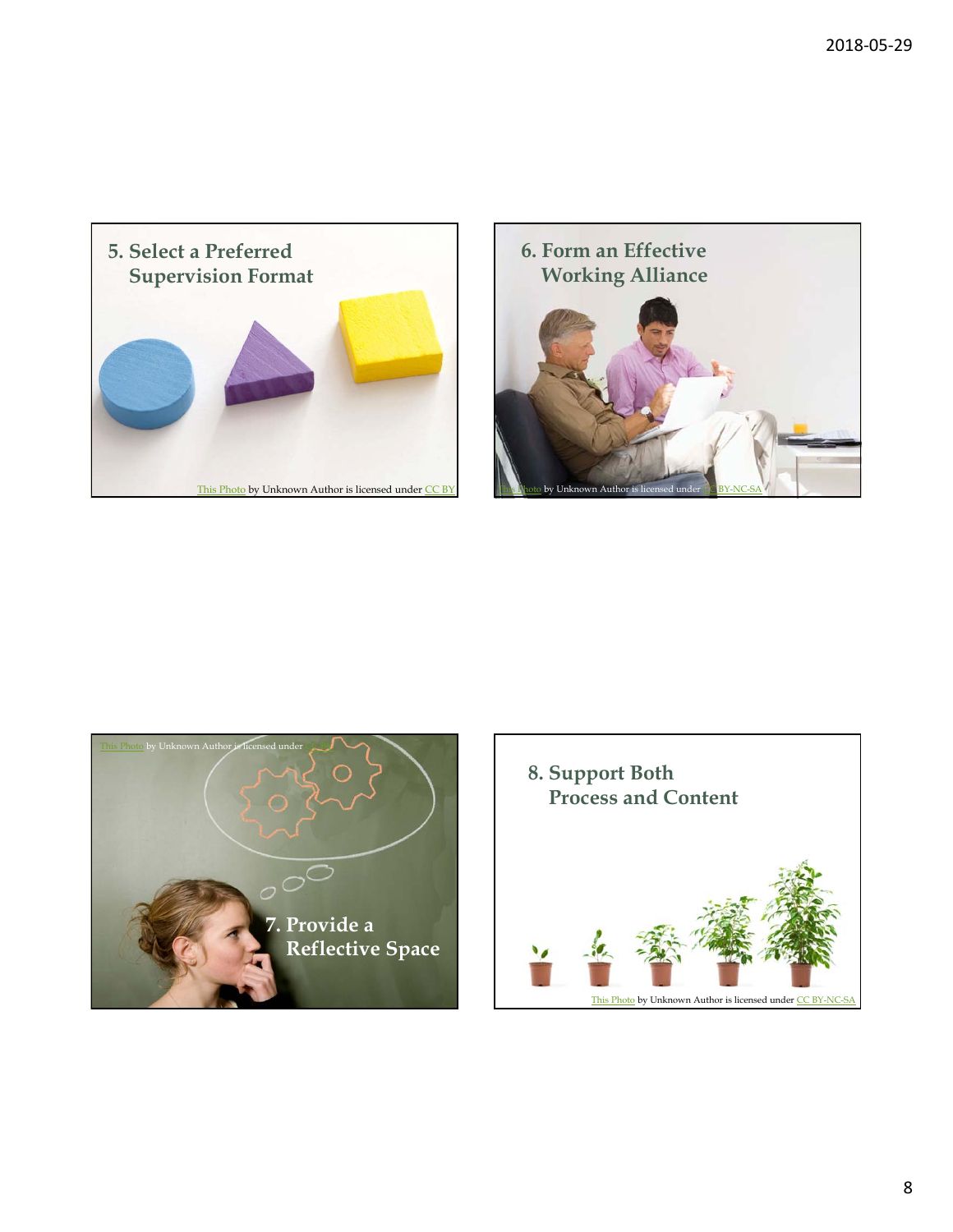## 5. Select a Preferred Supervision Format

This Photo by Unknown Author is licensed under CC BY

## 6. Form an Effective Working Alliance

This Photo by Unknown Author is licensed under CC BY-NC-SA

## 7. Provide a Reflective Space

This Photo by Unknown Author is licensed under CC BY

## 8. Support Both Process and Content

This Photo by Unknown Author is licensed under CC BY-NC-SA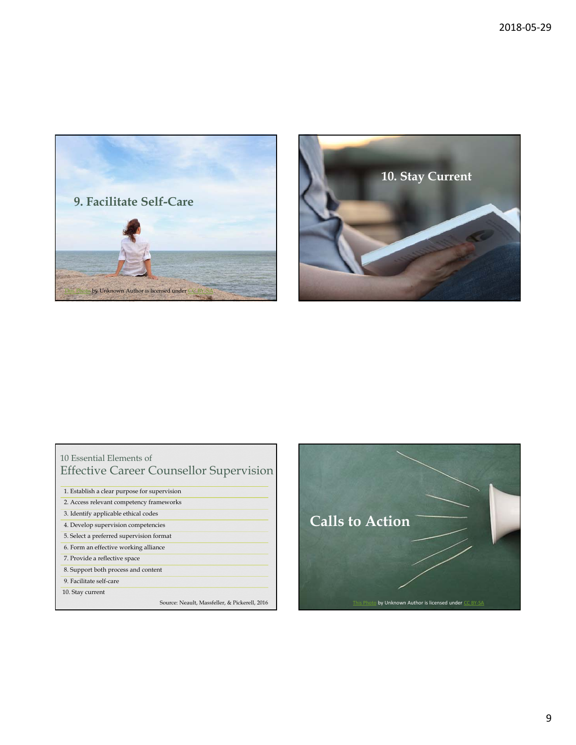## 9. Facilitate Self-Care

This Photo by Unknown Author is licensed under CC BY-SA

## 10. Stay Current

10 Essential Elements of

## Effective Career Counsellor Supervision

1. Establish a clear purpose for supervision
2. Access relevant competency frameworks
3. Identify applicable ethical codes
4. Develop supervision competencies
5. Select a preferred supervision format
6. Form an effective working alliance
7. Provide a reflective space
8. Support both process and content
9. Facilitate self-care
10. Stay current

Source: Neault, Massfeller, & Pickerell, 2016

## Calls to Action

This Photo by Unknown Author is licensed under CC BY-SA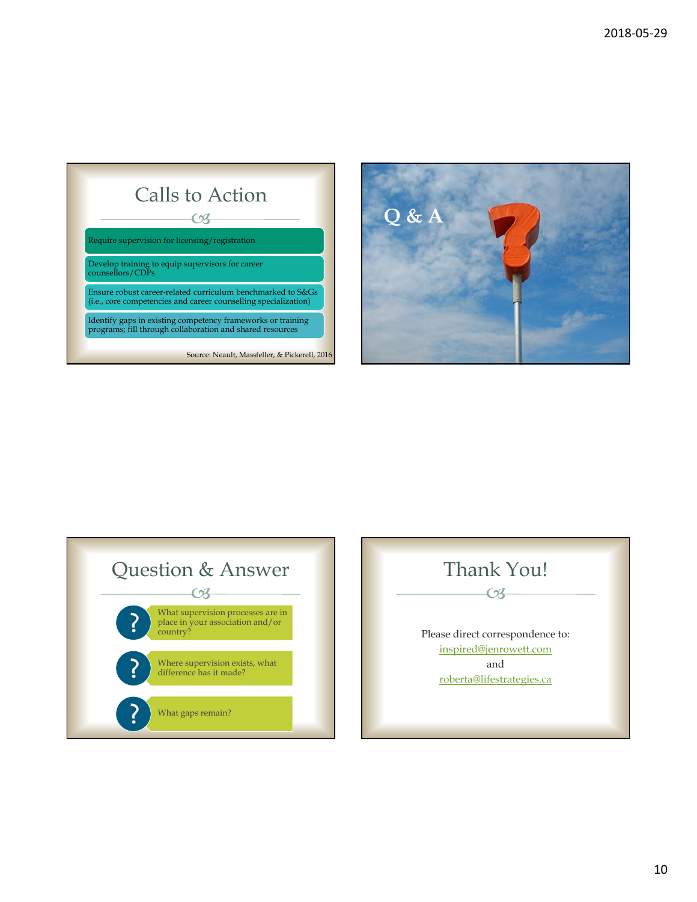## Calls to Action

- Require supervision for licensing/registration
- Develop training to equip supervisors for career counsellors/CDPs
- Ensure robust career-related curriculum benchmarked to S&Gs (i.e., core competencies and career counselling specialization)
- Identify gaps in existing competency frameworks or training programs; fill through collaboration and shared resources

Source: Neault, Massfeller, & Pickerell, 2016

## Q & A

## Question & Answer

- What supervision processes are in place in your association and/or country?
- Where supervision exists, what difference has it made?
- What gaps remain?

## Thank You!

Please direct correspondence to:
inspired@jenrowett.com
and
roberta@lifestrategies.ca